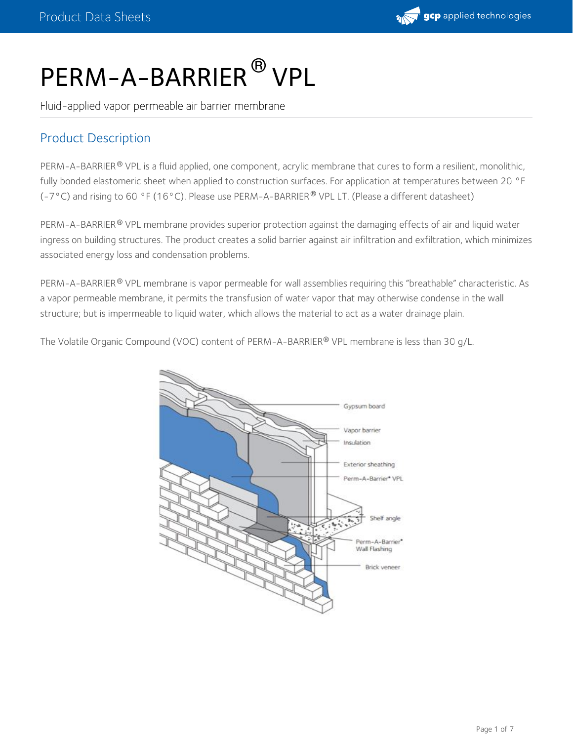# PERM-A-BARRIER® VPL

Fluid-applied vapor permeable air barrier membrane

## Product Description

PERM-A-BARRIER® VPL is a fluid applied, one component, acrylic membrane that cures to form a resilient, monolithic, fully bonded elastomeric sheet when applied to construction surfaces. For application at temperatures between 20 °F (-7°C) and rising to 60 °F (16°C). Please use PERM-A-BARRIER® VPL LT. (Please a different datasheet)

PERM-A-BARRIER® VPL membrane provides superior protection against the damaging effects of air and liquid water ingress on building structures. The product creates a solid barrier against air infiltration and exfiltration, which minimizes associated energy loss and condensation problems.

PERM-A-BARRIER® VPL membrane is vapor permeable for wall assemblies requiring this "breathable" characteristic. As a vapor permeable membrane, it permits the transfusion of water vapor that may otherwise condense in the wall structure; but is impermeable to liquid water, which allows the material to act as a water drainage plain.

The Volatile Organic Compound (VOC) content of PERM-A-BARRIER® VPL membrane is less than 30 g/L.

Gypsum board

Vapor barrier

Insulation

Exterior sheathing

Perm-A-Barrier® VPL

Shelf angle

Perm-A-Barrier® Wall Flashing

Brick veneer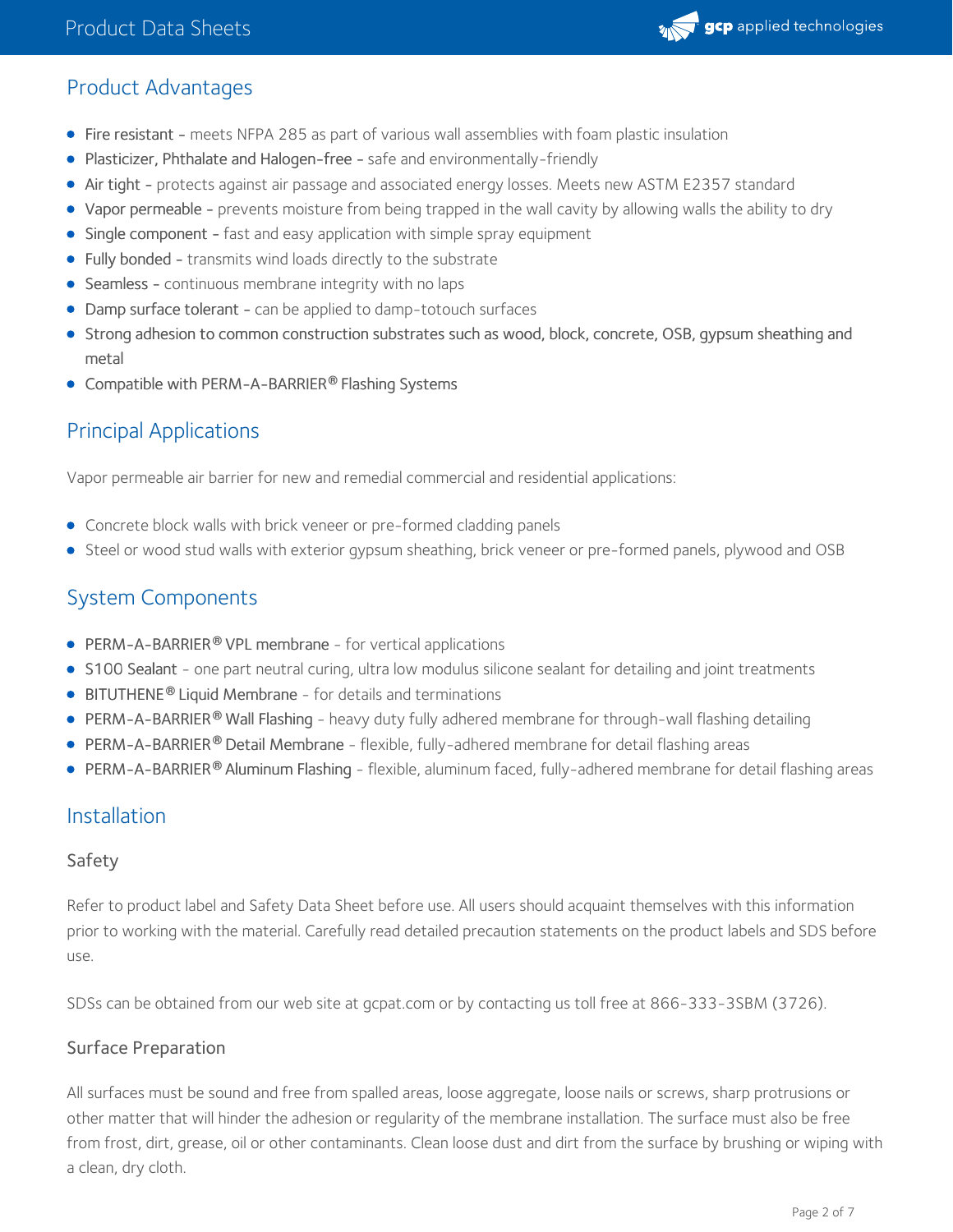## Product Advantages

- **Fire resistant** - meets NFPA 285 as part of various wall assemblies with foam plastic insulation
- **Plasticizer, Phthalate and Halogen-free** - safe and environmentally-friendly
- **Air tight** - protects against air passage and associated energy losses. Meets new ASTM E2357 standard
- **Vapor permeable** - prevents moisture from being trapped in the wall cavity by allowing walls the ability to dry
- **Single component** - fast and easy application with simple spray equipment
- **Fully bonded** - transmits wind loads directly to the substrate
- **Seamless** - continuous membrane integrity with no laps
- **Damp surface tolerant** - can be applied to damp-totouch surfaces
- **Strong adhesion to common construction substrates such as wood, block, concrete, OSB, gypsum sheathing and metal**
- **Compatible with PERM-A-BARRIER® Flashing Systems**

## Principal Applications

Vapor permeable air barrier for new and remedial commercial and residential applications:

- Concrete block walls with brick veneer or pre-formed cladding panels
- Steel or wood stud walls with exterior gypsum sheathing, brick veneer or pre-formed panels, plywood and OSB

## System Components

- **PERM-A-BARRIER® VPL membrane** - for vertical applications
- **S100 Sealant** - one part neutral curing, ultra low modulus silicone sealant for detailing and joint treatments
- **BITUTHENE® Liquid Membrane** - for details and terminations
- **PERM-A-BARRIER® Wall Flashing** - heavy duty fully adhered membrane for through-wall flashing detailing
- **PERM-A-BARRIER® Detail Membrane** - flexible, fully-adhered membrane for detail flashing areas
- **PERM-A-BARRIER® Aluminum Flashing** - flexible, aluminum faced, fully-adhered membrane for detail flashing areas

## Installation

### Safety

Refer to product label and Safety Data Sheet before use. All users should acquaint themselves with this information prior to working with the material. Carefully read detailed precaution statements on the product labels and SDS before use.

SDSs can be obtained from our web site at gcpat.com or by contacting us toll free at 866-333-3SBM (3726).

### Surface Preparation

All surfaces must be sound and free from spalled areas, loose aggregate, loose nails or screws, sharp protrusions or other matter that will hinder the adhesion or regularity of the membrane installation. The surface must also be free from frost, dirt, grease, oil or other contaminants. Clean loose dust and dirt from the surface by brushing or wiping with a clean, dry cloth.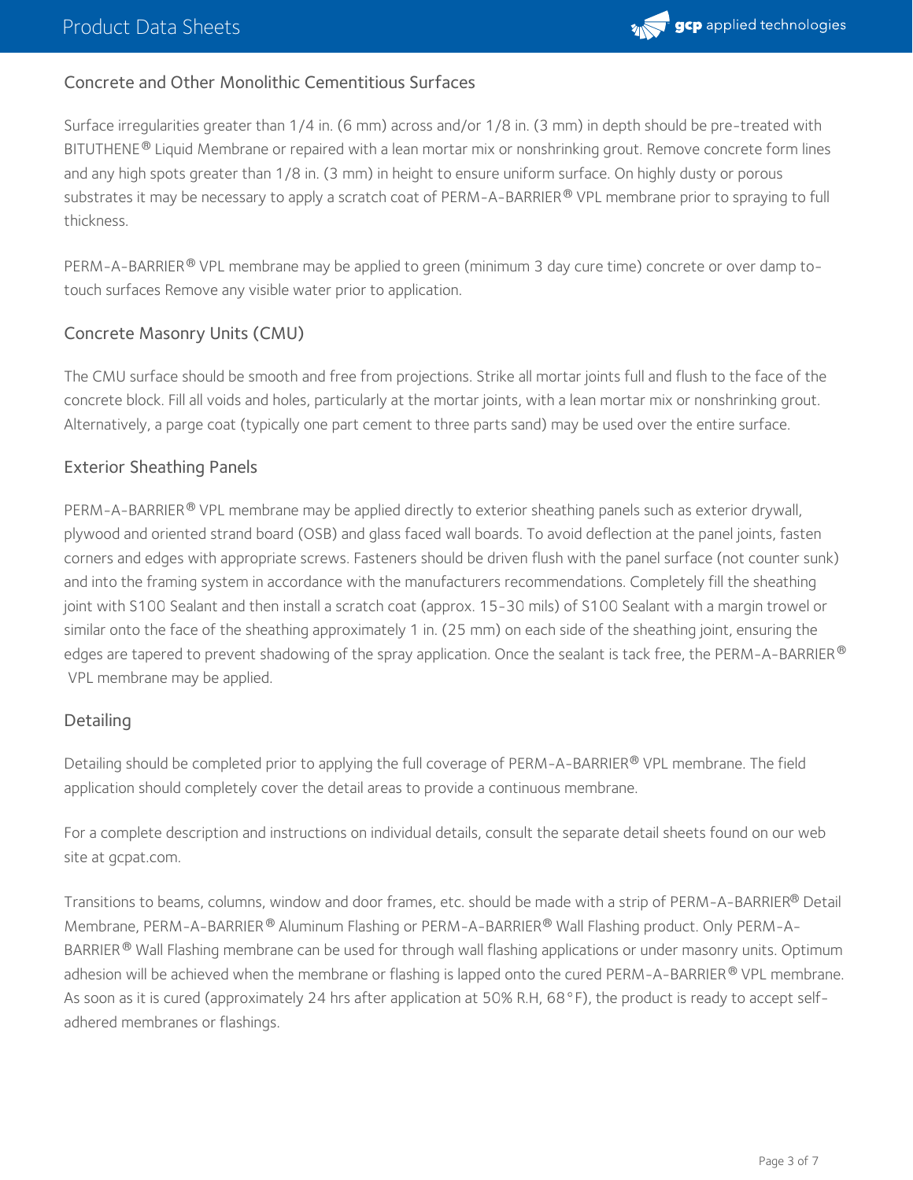## Concrete and Other Monolithic Cementitious Surfaces

Surface irregularities greater than 1/4 in. (6 mm) across and/or 1/8 in. (3 mm) in depth should be pre-treated with BITUTHENE® Liquid Membrane or repaired with a lean mortar mix or nonshrinking grout. Remove concrete form lines and any high spots greater than 1/8 in. (3 mm) in height to ensure uniform surface. On highly dusty or porous substrates it may be necessary to apply a scratch coat of PERM-A-BARRIER® VPL membrane prior to spraying to full thickness.

PERM-A-BARRIER® VPL membrane may be applied to green (minimum 3 day cure time) concrete or over damp to-touch surfaces Remove any visible water prior to application.

## Concrete Masonry Units (CMU)

The CMU surface should be smooth and free from projections. Strike all mortar joints full and flush to the face of the concrete block. Fill all voids and holes, particularly at the mortar joints, with a lean mortar mix or nonshrinking grout. Alternatively, a parge coat (typically one part cement to three parts sand) may be used over the entire surface.

## Exterior Sheathing Panels

PERM-A-BARRIER® VPL membrane may be applied directly to exterior sheathing panels such as exterior drywall, plywood and oriented strand board (OSB) and glass faced wall boards. To avoid deflection at the panel joints, fasten corners and edges with appropriate screws. Fasteners should be driven flush with the panel surface (not counter sunk) and into the framing system in accordance with the manufacturers recommendations. Completely fill the sheathing joint with S100 Sealant and then install a scratch coat (approx. 15-30 mils) of S100 Sealant with a margin trowel or similar onto the face of the sheathing approximately 1 in. (25 mm) on each side of the sheathing joint, ensuring the edges are tapered to prevent shadowing of the spray application. Once the sealant is tack free, the PERM-A-BARRIER® VPL membrane may be applied.

## Detailing

Detailing should be completed prior to applying the full coverage of PERM-A-BARRIER® VPL membrane. The field application should completely cover the detail areas to provide a continuous membrane.

For a complete description and instructions on individual details, consult the separate detail sheets found on our web site at gcpat.com.

Transitions to beams, columns, window and door frames, etc. should be made with a strip of PERM-A-BARRIER® Detail Membrane, PERM-A-BARRIER® Aluminum Flashing or PERM-A-BARRIER® Wall Flashing product. Only PERM-A-BARRIER® Wall Flashing membrane can be used for through wall flashing applications or under masonry units. Optimum adhesion will be achieved when the membrane or flashing is lapped onto the cured PERM-A-BARRIER® VPL membrane. As soon as it is cured (approximately 24 hrs after application at 50% R.H, 68°F), the product is ready to accept self-adhered membranes or flashings.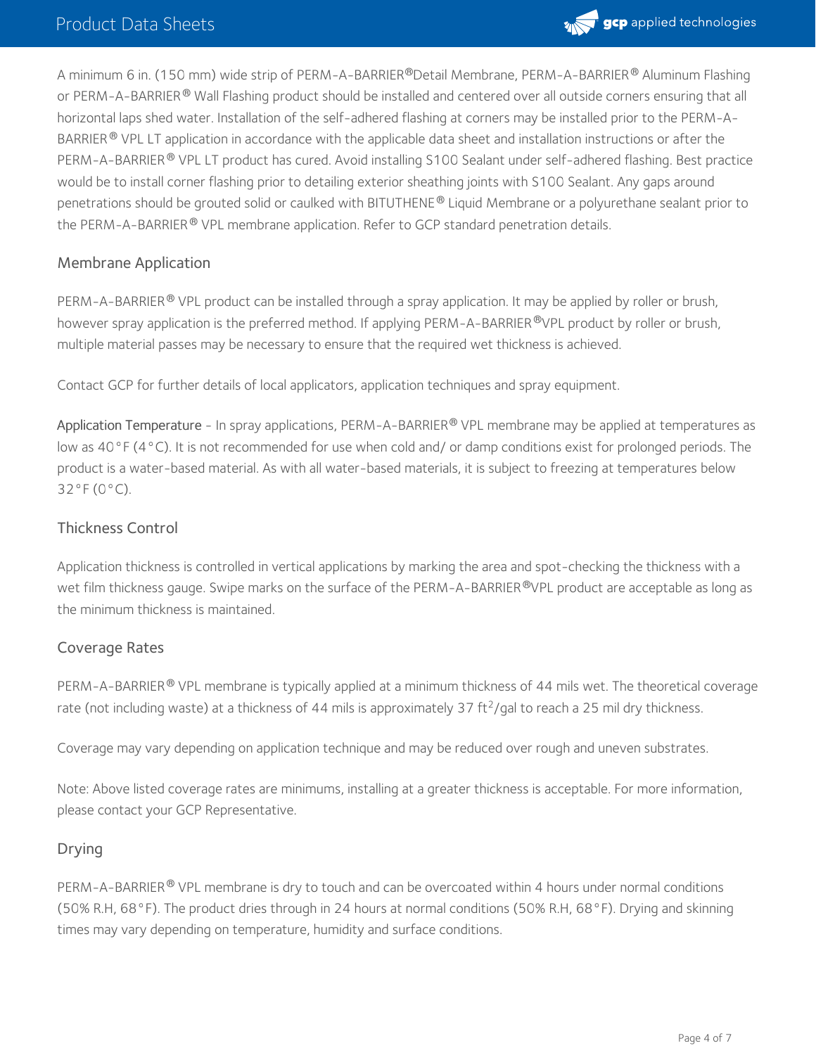A minimum 6 in. (150 mm) wide strip of PERM-A-BARRIER®Detail Membrane, PERM-A-BARRIER® Aluminum Flashing or PERM-A-BARRIER® Wall Flashing product should be installed and centered over all outside corners ensuring that all horizontal laps shed water. Installation of the self-adhered flashing at corners may be installed prior to the PERM-A-BARRIER® VPL LT application in accordance with the applicable data sheet and installation instructions or after the PERM-A-BARRIER® VPL LT product has cured. Avoid installing S100 Sealant under self-adhered flashing. Best practice would be to install corner flashing prior to detailing exterior sheathing joints with S100 Sealant. Any gaps around penetrations should be grouted solid or caulked with BITUTHENE® Liquid Membrane or a polyurethane sealant prior to the PERM-A-BARRIER® VPL membrane application. Refer to GCP standard penetration details.

## Membrane Application

PERM-A-BARRIER® VPL product can be installed through a spray application. It may be applied by roller or brush, however spray application is the preferred method. If applying PERM-A-BARRIER®VPL product by roller or brush, multiple material passes may be necessary to ensure that the required wet thickness is achieved.

Contact GCP for further details of local applicators, application techniques and spray equipment.

Application Temperature - In spray applications, PERM-A-BARRIER® VPL membrane may be applied at temperatures as low as 40°F (4°C). It is not recommended for use when cold and/ or damp conditions exist for prolonged periods. The product is a water-based material. As with all water-based materials, it is subject to freezing at temperatures below 32°F (0°C).

## Thickness Control

Application thickness is controlled in vertical applications by marking the area and spot-checking the thickness with a wet film thickness gauge. Swipe marks on the surface of the PERM-A-BARRIER®VPL product are acceptable as long as the minimum thickness is maintained.

## Coverage Rates

PERM-A-BARRIER® VPL membrane is typically applied at a minimum thickness of 44 mils wet. The theoretical coverage rate (not including waste) at a thickness of 44 mils is approximately 37 $ft^2$/gal to reach a 25 mil dry thickness.

Coverage may vary depending on application technique and may be reduced over rough and uneven substrates.

Note: Above listed coverage rates are minimums, installing at a greater thickness is acceptable. For more information, please contact your GCP Representative.

## Drying

PERM-A-BARRIER® VPL membrane is dry to touch and can be overcoated within 4 hours under normal conditions (50% R.H, 68°F). The product dries through in 24 hours at normal conditions (50% R.H, 68°F). Drying and skinning times may vary depending on temperature, humidity and surface conditions.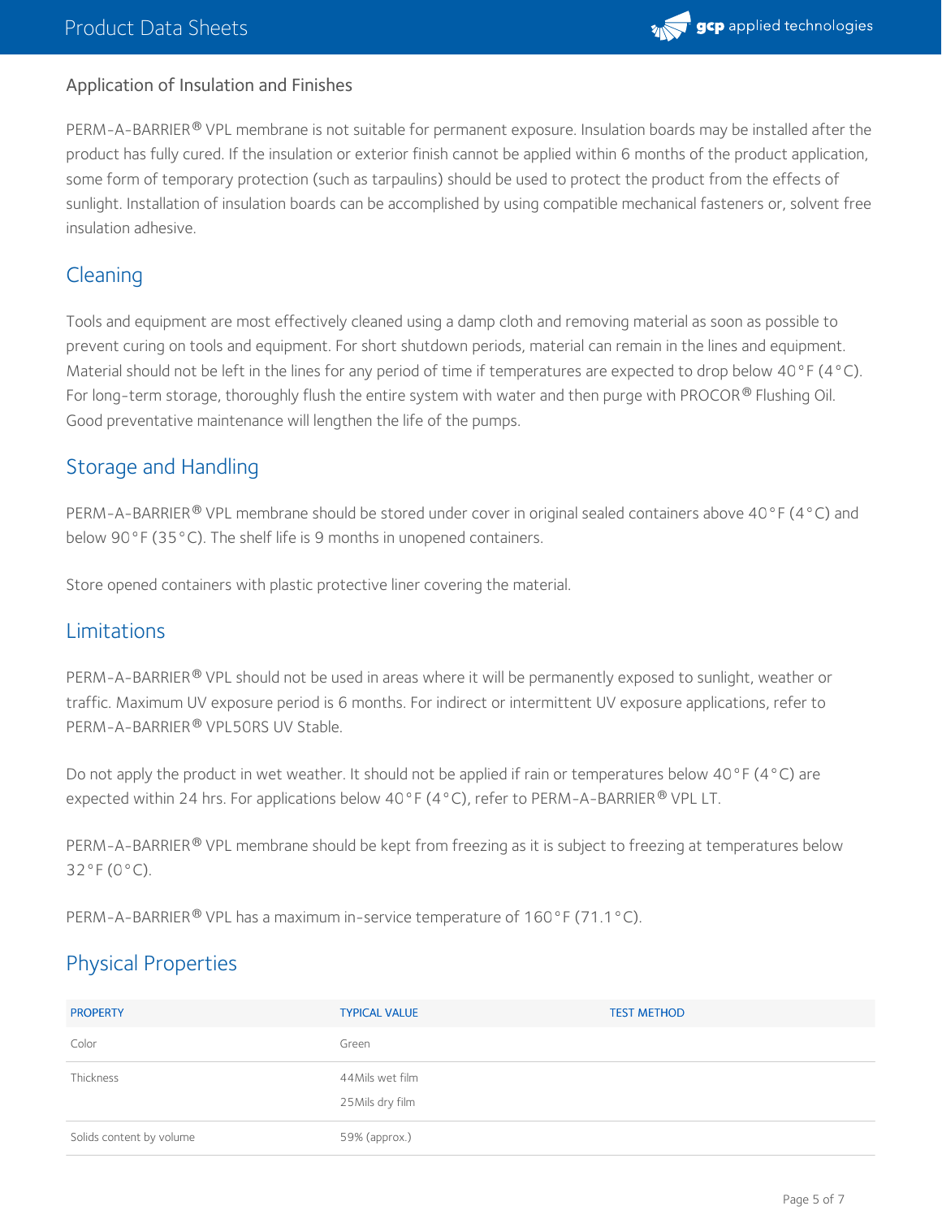### Application of Insulation and Finishes

PERM-A-BARRIER® VPL membrane is not suitable for permanent exposure. Insulation boards may be installed after the product has fully cured. If the insulation or exterior finish cannot be applied within 6 months of the product application, some form of temporary protection (such as tarpaulins) should be used to protect the product from the effects of sunlight. Installation of insulation boards can be accomplished by using compatible mechanical fasteners or, solvent free insulation adhesive.

## Cleaning

Tools and equipment are most effectively cleaned using a damp cloth and removing material as soon as possible to prevent curing on tools and equipment. For short shutdown periods, material can remain in the lines and equipment. Material should not be left in the lines for any period of time if temperatures are expected to drop below 40°F (4°C). For long-term storage, thoroughly flush the entire system with water and then purge with PROCOR® Flushing Oil. Good preventative maintenance will lengthen the life of the pumps.

## Storage and Handling

PERM-A-BARRIER® VPL membrane should be stored under cover in original sealed containers above 40°F (4°C) and below 90°F (35°C). The shelf life is 9 months in unopened containers.

Store opened containers with plastic protective liner covering the material.

## Limitations

PERM-A-BARRIER® VPL should not be used in areas where it will be permanently exposed to sunlight, weather or traffic. Maximum UV exposure period is 6 months. For indirect or intermittent UV exposure applications, refer to PERM-A-BARRIER® VPL50RS UV Stable.

Do not apply the product in wet weather. It should not be applied if rain or temperatures below 40°F (4°C) are expected within 24 hrs. For applications below 40°F (4°C), refer to PERM-A-BARRIER® VPL LT.

PERM-A-BARRIER® VPL membrane should be kept from freezing as it is subject to freezing at temperatures below 32°F (0°C).

PERM-A-BARRIER® VPL has a maximum in-service temperature of 160°F (71.1°C).

## Physical Properties

| PROPERTY | TYPICAL VALUE | TEST METHOD |
|---|---|---|
| Color | Green | |
| Thickness | 44Mils wet film<br>25Mils dry film | |
| Solids content by volume | 59% (approx.) | |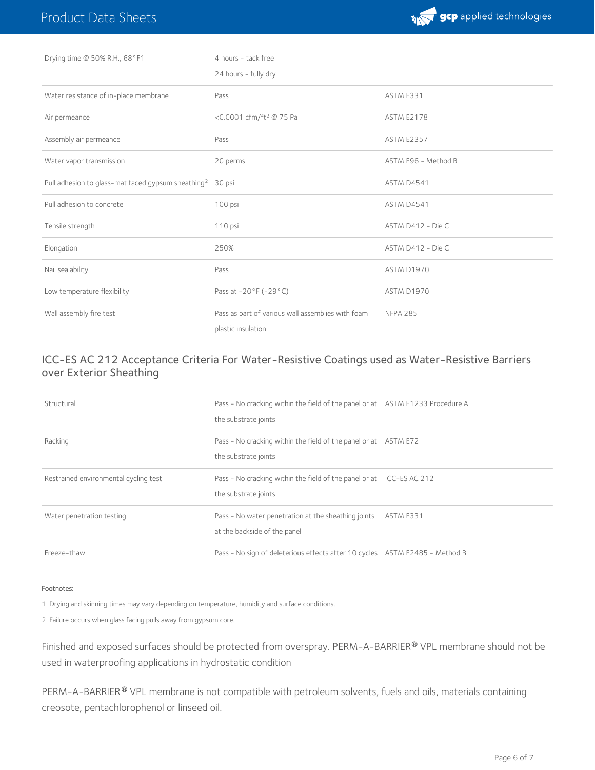| | | |
|---|---|---|
| Drying time @ 50% R.H., 68°F[1] | 4 hours - tack free<br>24 hours - fully dry | |
| Water resistance of in-place membrane | Pass | ASTM E331 |
| Air permeance | <0.0001 cfm/ft² @ 75 Pa | ASTM E2178 |
| Assembly air permeance | Pass | ASTM E2357 |
| Water vapor transmission | 20 perms | ASTM E96 - Method B |
| Pull adhesion to glass-mat faced gypsum sheathing[2] | 30 psi | ASTM D4541 |
| Pull adhesion to concrete | 100 psi | ASTM D4541 |
| Tensile strength | 110 psi | ASTM D412 - Die C |
| Elongation | 250% | ASTM D412 - Die C |
| Nail sealability | Pass | ASTM D1970 |
| Low temperature flexibility | Pass at -20°F (-29°C) | ASTM D1970 |
| Wall assembly fire test | Pass as part of various wall assemblies with foam plastic insulation | NFPA 285 |

## ICC-ES AC 212 Acceptance Criteria For Water-Resistive Coatings used as Water-Resistive Barriers over Exterior Sheathing

| | | |
|---|---|---|
| Structural | Pass - No cracking within the field of the panel or at the substrate joints | ASTM E1233 Procedure A |
| Racking | Pass - No cracking within the field of the panel or at the substrate joints | ASTM E72 |
| Restrained environmental cycling test | Pass - No cracking within the field of the panel or at the substrate joints | ICC-ES AC 212 |
| Water penetration testing | Pass - No water penetration at the sheathing joints at the backside of the panel | ASTM E331 |
| Freeze-thaw | Pass - No sign of deleterious effects after 10 cycles | ASTM E2485 - Method B |

Footnotes:

1. Drying and skinning times may vary depending on temperature, humidity and surface conditions.

2. Failure occurs when glass facing pulls away from gypsum core.

Finished and exposed surfaces should be protected from overspray. PERM-A-BARRIER® VPL membrane should not be used in waterproofing applications in hydrostatic condition

PERM-A-BARRIER® VPL membrane is not compatible with petroleum solvents, fuels and oils, materials containing creosote, pentachlorophenol or linseed oil.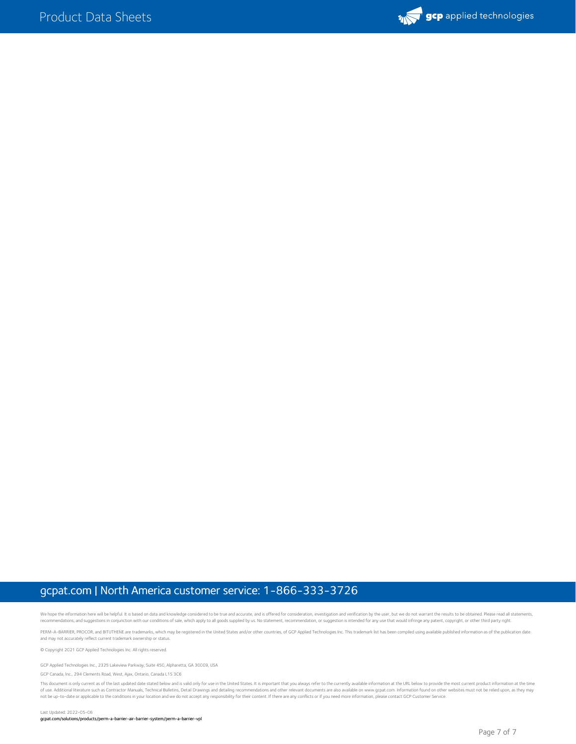gcpat.com | North America customer service: 1-866-333-3726

We hope the information here will be helpful. It is based on data and knowledge considered to be true and accurate, and is offered for consideration, investigation and verification by the user, but we do not warrant the results to be obtained. Please read all statements, recommendations, and suggestions in conjunction with our conditions of sale, which apply to all goods supplied by us. No statement, recommendation, or suggestion is intended for any use that would infringe any patent, copyright, or other third party right.

PERM-A-BARRIER, PROCOR, and BITUTHENE are trademarks, which may be registered in the United States and/or other countries, of GCP Applied Technologies Inc. This trademark list has been compiled using available published information as of the publication date and may not accurately reflect current trademark ownership or status.

© Copyright 2021 GCP Applied Technologies Inc. All rights reserved.

GCP Applied Technologies Inc., 2325 Lakeview Parkway, Suite 450, Alpharetta, GA 30009, USA

GCP Canada, Inc., 294 Clements Road, West, Ajax, Ontario, Canada L1S 3C6

This document is only current as of the last updated date stated below and is valid only for use in the United States. It is important that you always refer to the currently available information at the URL below to provide the most current product information at the time of use. Additional literature such as Contractor Manuals, Technical Bulletins, Detail Drawings and detailing recommendations and other relevant documents are also available on www.gcpat.com. Information found on other websites must not be relied upon, as they may not be up-to-date or applicable to the conditions in your location and we do not accept any responsibility for their content. If there are any conflicts or if you need more information, please contact GCP Customer Service.

Last Updated: 2022-05-06

gcpat.com/solutions/products/perm-a-barrier-air-barrier-system/perm-a-barrier-vpl